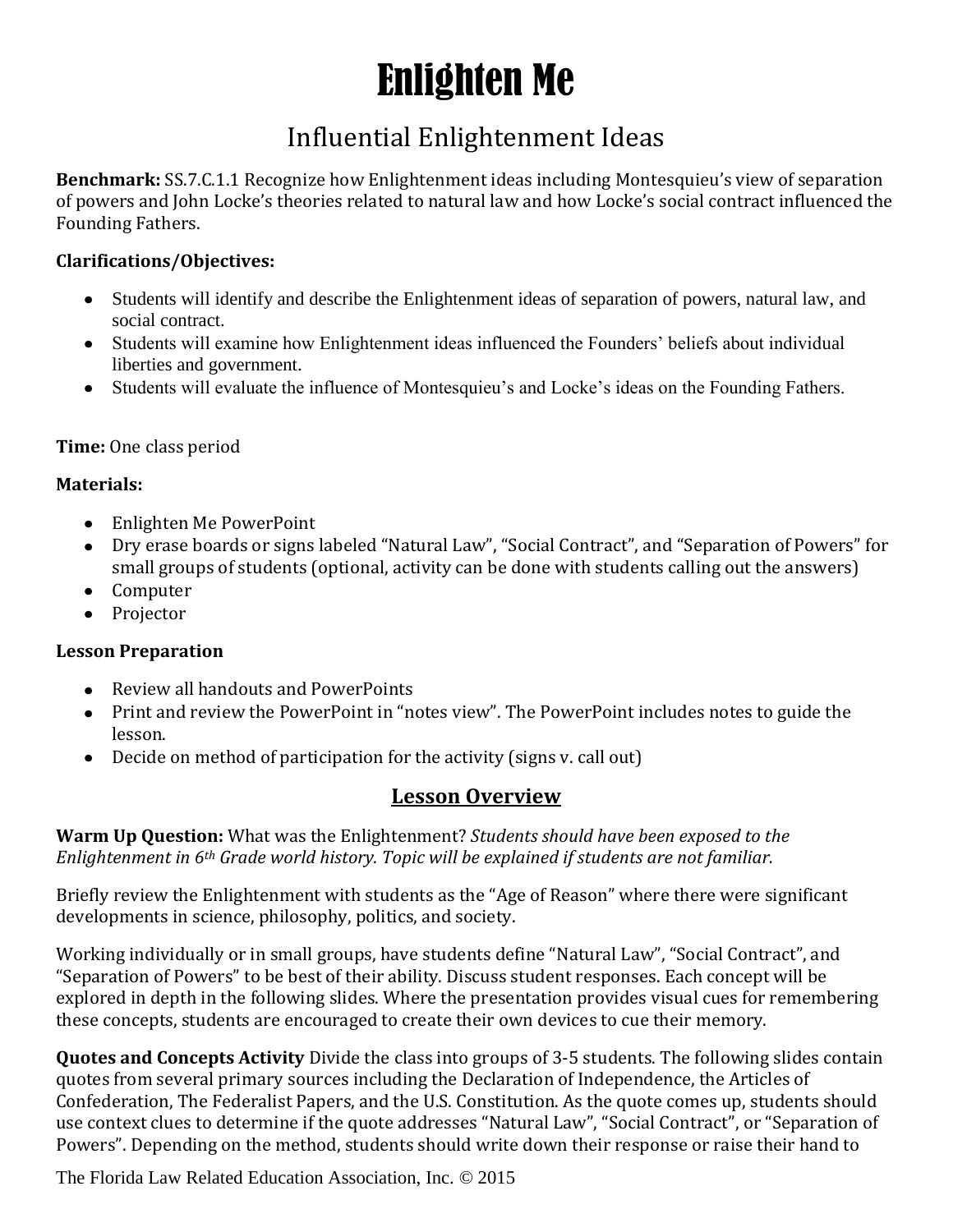# Enlighten Me

## Influential Enlightenment Ideas

**Benchmark:** SS.7.C.1.1 Recognize how Enlightenment ideas including Montesquieu's view of separation of powers and John Locke's theories related to natural law and how Locke's social contract influenced the Founding Fathers.

**Clarifications/Objectives:**

- Students will identify and describe the Enlightenment ideas of separation of powers, natural law, and social contract.
- Students will examine how Enlightenment ideas influenced the Founders' beliefs about individual liberties and government.
- Students will evaluate the influence of Montesquieu's and Locke's ideas on the Founding Fathers.

**Time:** One class period

**Materials:**

- Enlighten Me PowerPoint
- Dry erase boards or signs labeled "Natural Law", "Social Contract", and "Separation of Powers" for small groups of students (optional, activity can be done with students calling out the answers)
- Computer
- Projector

**Lesson Preparation**

- Review all handouts and PowerPoints
- Print and review the PowerPoint in "notes view". The PowerPoint includes notes to guide the lesson.
- Decide on method of participation for the activity (signs v. call out)

## Lesson Overview

**Warm Up Question:** What was the Enlightenment? *Students should have been exposed to the Enlightenment in 6th Grade world history. Topic will be explained if students are not familiar.*

Briefly review the Enlightenment with students as the "Age of Reason" where there were significant developments in science, philosophy, politics, and society.

Working individually or in small groups, have students define "Natural Law", "Social Contract", and "Separation of Powers" to be best of their ability. Discuss student responses. Each concept will be explored in depth in the following slides. Where the presentation provides visual cues for remembering these concepts, students are encouraged to create their own devices to cue their memory.

**Quotes and Concepts Activity** Divide the class into groups of 3-5 students. The following slides contain quotes from several primary sources including the Declaration of Independence, the Articles of Confederation, The Federalist Papers, and the U.S. Constitution. As the quote comes up, students should use context clues to determine if the quote addresses "Natural Law", "Social Contract", or "Separation of Powers". Depending on the method, students should write down their response or raise their hand to

The Florida Law Related Education Association, Inc. © 2015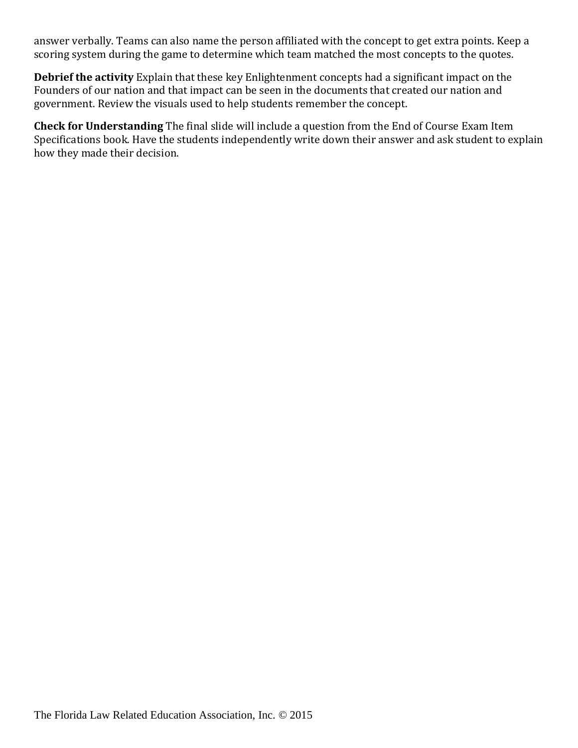answer verbally. Teams can also name the person affiliated with the concept to get extra points. Keep a scoring system during the game to determine which team matched the most concepts to the quotes.

**Debrief the activity** Explain that these key Enlightenment concepts had a significant impact on the Founders of our nation and that impact can be seen in the documents that created our nation and government. Review the visuals used to help students remember the concept.

**Check for Understanding** The final slide will include a question from the End of Course Exam Item Specifications book. Have the students independently write down their answer and ask student to explain how they made their decision.